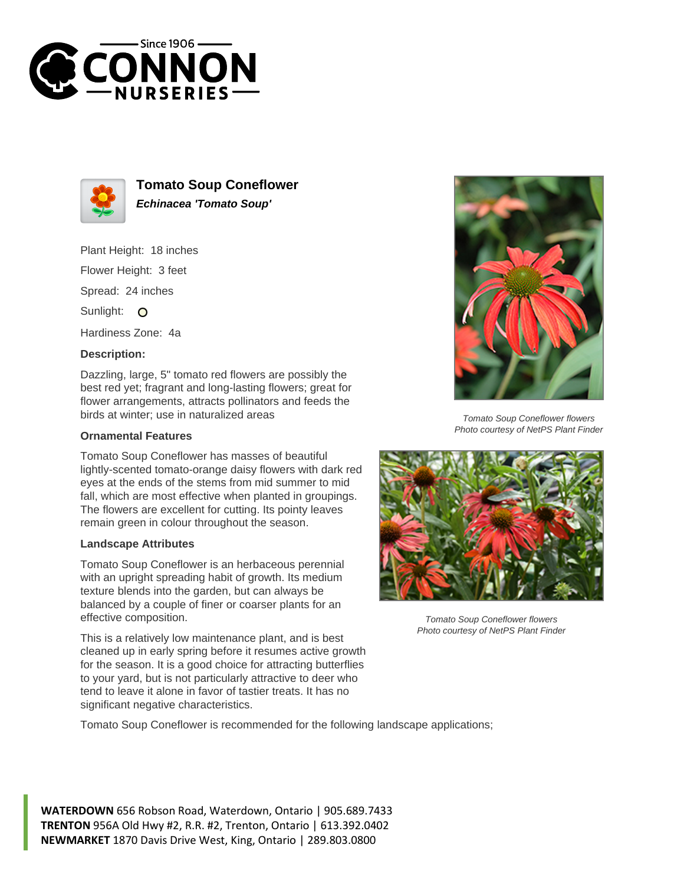# Tomato Soup Coneflower

***Echinacea 'Tomato Soup'***

Plant Height: 18 inches

Flower Height: 3 feet

Spread: 24 inches

Sunlight: 

Hardiness Zone: 4a

**Description:**

Dazzling, large, 5" tomato red flowers are possibly the best red yet; fragrant and long-lasting flowers; great for flower arrangements, attracts pollinators and feeds the birds at winter; use in naturalized areas

**Ornamental Features**

Tomato Soup Coneflower has masses of beautiful lightly-scented tomato-orange daisy flowers with dark red eyes at the ends of the stems from mid summer to mid fall, which are most effective when planted in groupings. The flowers are excellent for cutting. Its pointy leaves remain green in colour throughout the season.

**Landscape Attributes**

Tomato Soup Coneflower is an herbaceous perennial with an upright spreading habit of growth. Its medium texture blends into the garden, but can always be balanced by a couple of finer or coarser plants for an effective composition.

This is a relatively low maintenance plant, and is best cleaned up in early spring before it resumes active growth for the season. It is a good choice for attracting butterflies to your yard, but is not particularly attractive to deer who tend to leave it alone in favor of tastier treats. It has no significant negative characteristics.

*Tomato Soup Coneflower flowers*
*Photo courtesy of NetPS Plant Finder*

*Tomato Soup Coneflower flowers*
*Photo courtesy of NetPS Plant Finder*

Tomato Soup Coneflower is recommended for the following landscape applications;

**WATERDOWN** 656 Robson Road, Waterdown, Ontario | 905.689.7433
**TRENTON** 956A Old Hwy #2, R.R. #2, Trenton, Ontario | 613.392.0402
**NEWMARKET** 1870 Davis Drive West, King, Ontario | 289.803.0800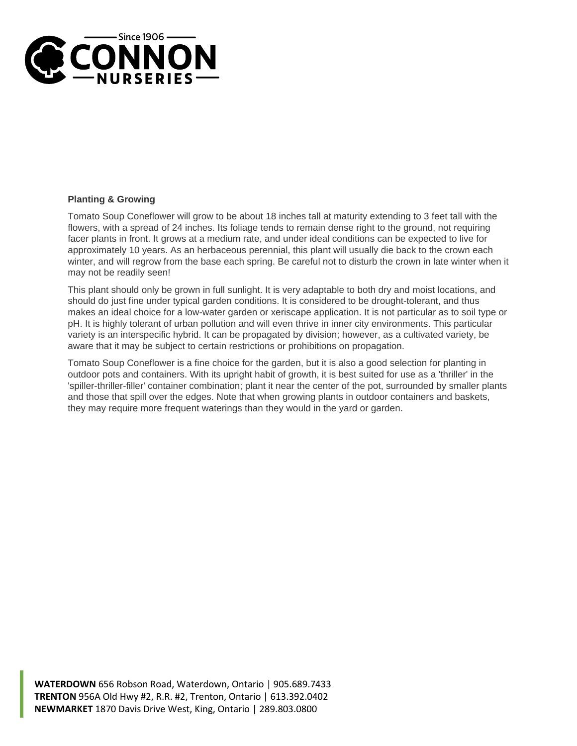**Planting & Growing**

Tomato Soup Coneflower will grow to be about 18 inches tall at maturity extending to 3 feet tall with the flowers, with a spread of 24 inches. Its foliage tends to remain dense right to the ground, not requiring facer plants in front. It grows at a medium rate, and under ideal conditions can be expected to live for approximately 10 years. As an herbaceous perennial, this plant will usually die back to the crown each winter, and will regrow from the base each spring. Be careful not to disturb the crown in late winter when it may not be readily seen!

This plant should only be grown in full sunlight. It is very adaptable to both dry and moist locations, and should do just fine under typical garden conditions. It is considered to be drought-tolerant, and thus makes an ideal choice for a low-water garden or xeriscape application. It is not particular as to soil type or pH. It is highly tolerant of urban pollution and will even thrive in inner city environments. This particular variety is an interspecific hybrid. It can be propagated by division; however, as a cultivated variety, be aware that it may be subject to certain restrictions or prohibitions on propagation.

Tomato Soup Coneflower is a fine choice for the garden, but it is also a good selection for planting in outdoor pots and containers. With its upright habit of growth, it is best suited for use as a 'thriller' in the 'spiller-thriller-filler' container combination; plant it near the center of the pot, surrounded by smaller plants and those that spill over the edges. Note that when growing plants in outdoor containers and baskets, they may require more frequent waterings than they would in the yard or garden.